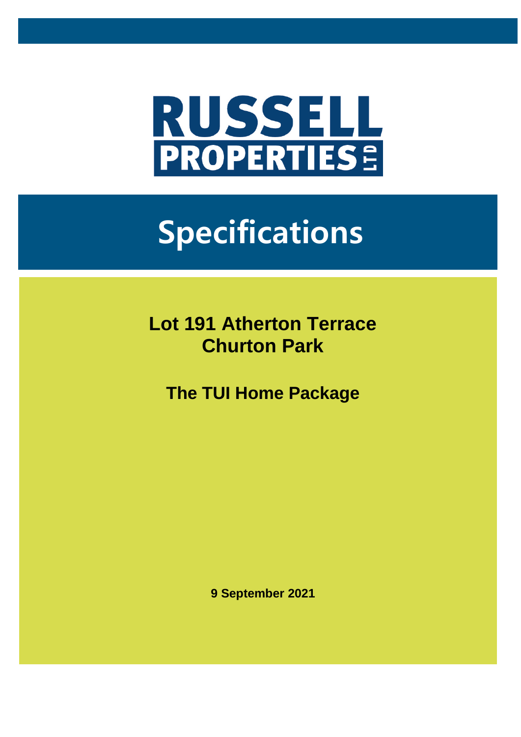# RUSSELL PROPERTIES LTD

# Specifications

## Lot 191 Atherton Terrace
## Churton Park

### The TUI Home Package

**9 September 2021**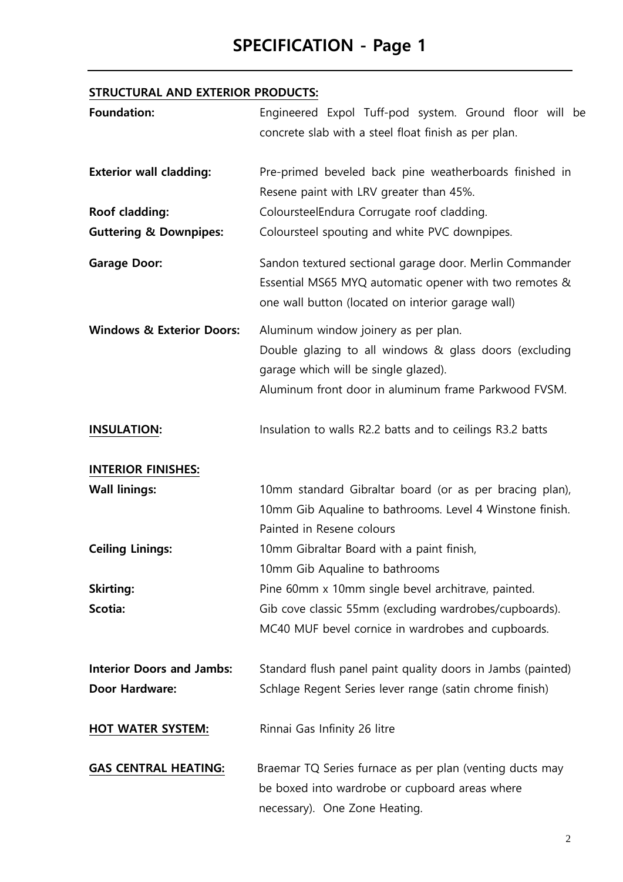# SPECIFICATION - Page 1

**STRUCTURAL AND EXTERIOR PRODUCTS:**

| | |
|---|---|
| **Foundation:** | Engineered Expol Tuff-pod system. Ground floor will be concrete slab with a steel float finish as per plan. |
| **Exterior wall cladding:** | Pre-primed beveled back pine weatherboards finished in Resene paint with LRV greater than 45%. |
| **Roof cladding:** | ColoursteelEndura Corrugate roof cladding. |
| **Guttering & Downpipes:** | Coloursteel spouting and white PVC downpipes. |
| **Garage Door:** | Sandon textured sectional garage door. Merlin Commander Essential MS65 MYQ automatic opener with two remotes & one wall button (located on interior garage wall) |
| **Windows & Exterior Doors:** | Aluminum window joinery as per plan.<br>Double glazing to all windows & glass doors (excluding garage which will be single glazed).<br>Aluminum front door in aluminum frame Parkwood FVSM. |
| **INSULATION:** | Insulation to walls R2.2 batts and to ceilings R3.2 batts |

**INTERIOR FINISHES:**

| | |
|---|---|
| **Wall linings:** | 10mm standard Gibraltar board (or as per bracing plan), 10mm Gib Aqualine to bathrooms. Level 4 Winstone finish. Painted in Resene colours |
| **Ceiling Linings:** | 10mm Gibraltar Board with a paint finish,<br>10mm Gib Aqualine to bathrooms |
| **Skirting:** | Pine 60mm x 10mm single bevel architrave, painted. |
| **Scotia:** | Gib cove classic 55mm (excluding wardrobes/cupboards).<br>MC40 MUF bevel cornice in wardrobes and cupboards. |
| **Interior Doors and Jambs:** | Standard flush panel paint quality doors in Jambs (painted) |
| **Door Hardware:** | Schlage Regent Series lever range (satin chrome finish) |
| **HOT WATER SYSTEM:** | Rinnai Gas Infinity 26 litre |
| **GAS CENTRAL HEATING:** | Braemar TQ Series furnace as per plan (venting ducts may be boxed into wardrobe or cupboard areas where necessary). One Zone Heating. |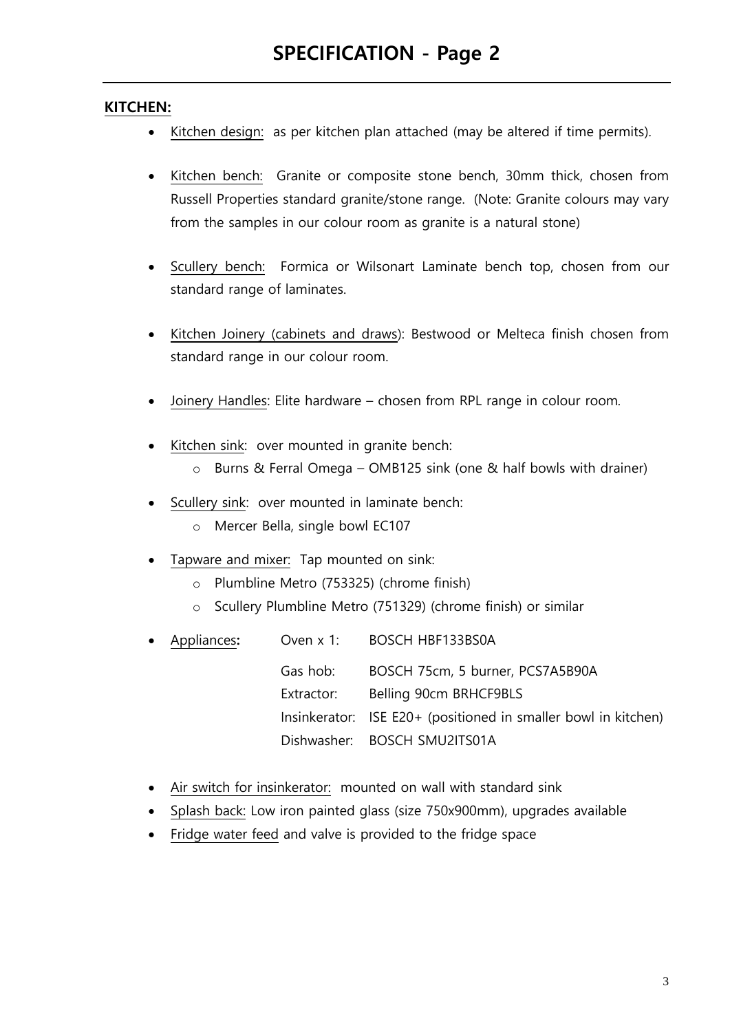# SPECIFICATION - Page 2

**KITCHEN:**

- Kitchen design: as per kitchen plan attached (may be altered if time permits).
- Kitchen bench: Granite or composite stone bench, 30mm thick, chosen from Russell Properties standard granite/stone range. (Note: Granite colours may vary from the samples in our colour room as granite is a natural stone)
- Scullery bench: Formica or Wilsonart Laminate bench top, chosen from our standard range of laminates.
- Kitchen Joinery (cabinets and draws): Bestwood or Melteca finish chosen from standard range in our colour room.
- Joinery Handles: Elite hardware – chosen from RPL range in colour room.
- Kitchen sink: over mounted in granite bench:
  - Burns & Ferral Omega – OMB125 sink (one & half bowls with drainer)
- Scullery sink: over mounted in laminate bench:
  - Mercer Bella, single bowl EC107
- Tapware and mixer: Tap mounted on sink:
  - Plumbline Metro (753325) (chrome finish)
  - Scullery Plumbline Metro (751329) (chrome finish) or similar
- Appliances**:**

| | |
|---|---|
| Oven x 1: | BOSCH HBF133BS0A |
| Gas hob: | BOSCH 75cm, 5 burner, PCS7A5B90A |
| Extractor: | Belling 90cm BRHCF9BLS |
| Insinkerator: | ISE E20+ (positioned in smaller bowl in kitchen) |
| Dishwasher: | BOSCH SMU2ITS01A |

- Air switch for insinkerator: mounted on wall with standard sink
- Splash back: Low iron painted glass (size 750x900mm), upgrades available
- Fridge water feed and valve is provided to the fridge space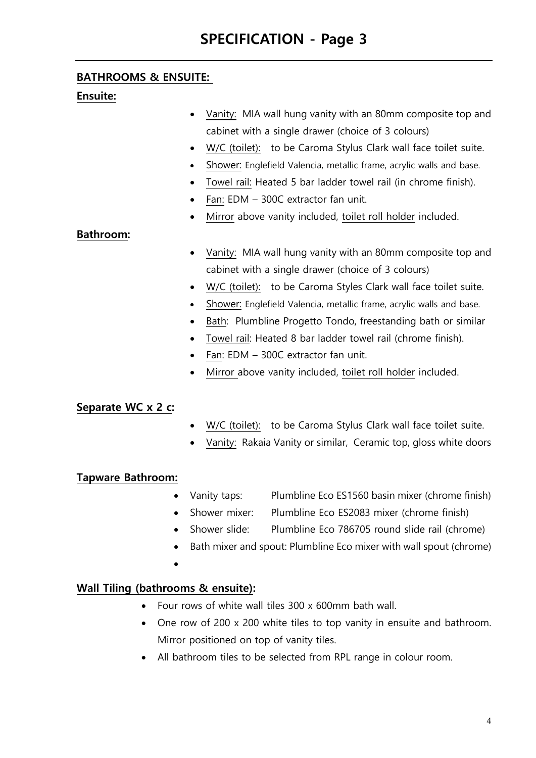# SPECIFICATION - Page 3

## BATHROOMS & ENSUITE:

### Ensuite:

- Vanity: MIA wall hung vanity with an 80mm composite top and cabinet with a single drawer (choice of 3 colours)
- W/C (toilet): to be Caroma Stylus Clark wall face toilet suite.
- Shower: Englefield Valencia, metallic frame, acrylic walls and base.
- Towel rail: Heated 5 bar ladder towel rail (in chrome finish).
- Fan: EDM – 300C extractor fan unit.
- Mirror above vanity included, toilet roll holder included.

### Bathroom:

- Vanity: MIA wall hung vanity with an 80mm composite top and cabinet with a single drawer (choice of 3 colours)
- W/C (toilet): to be Caroma Styles Clark wall face toilet suite.
- Shower: Englefield Valencia, metallic frame, acrylic walls and base.
- Bath: Plumbline Progetto Tondo, freestanding bath or similar
- Towel rail: Heated 8 bar ladder towel rail (chrome finish).
- Fan: EDM – 300C extractor fan unit.
- Mirror above vanity included, toilet roll holder included.

### Separate WC x 2 c:

- W/C (toilet): to be Caroma Stylus Clark wall face toilet suite.
- Vanity: Rakaia Vanity or similar, Ceramic top, gloss white doors

### Tapware Bathroom:

- Vanity taps: Plumbline Eco ES1560 basin mixer (chrome finish)
- Shower mixer: Plumbline Eco ES2083 mixer (chrome finish)
- Shower slide: Plumbline Eco 786705 round slide rail (chrome)
- Bath mixer and spout: Plumbline Eco mixer with wall spout (chrome)

### Wall Tiling (bathrooms & ensuite):

- Four rows of white wall tiles 300 x 600mm bath wall.
- One row of 200 x 200 white tiles to top vanity in ensuite and bathroom. Mirror positioned on top of vanity tiles.
- All bathroom tiles to be selected from RPL range in colour room.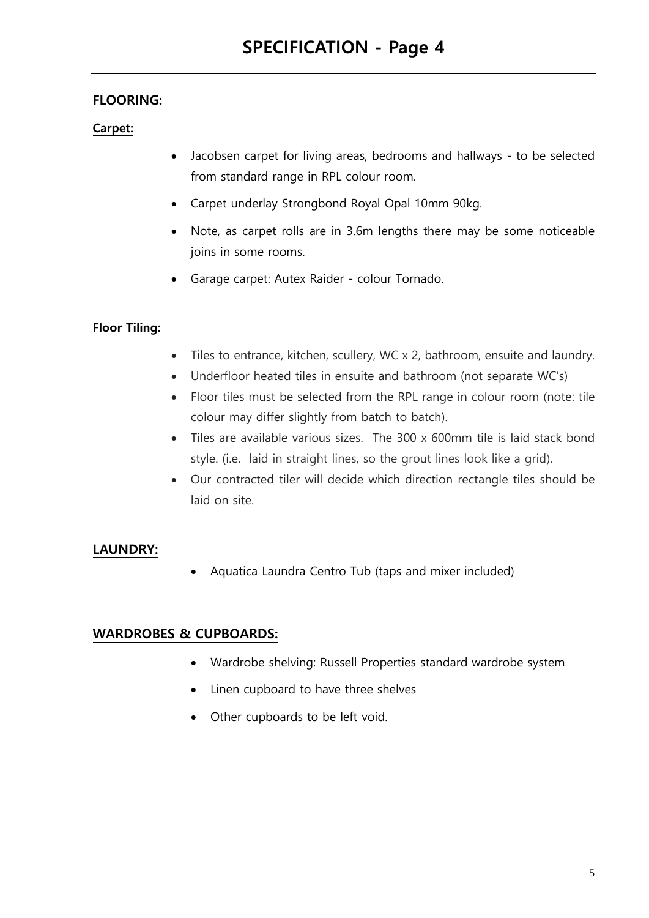# SPECIFICATION - Page 4

## FLOORING:

### Carpet:

- Jacobsen carpet for living areas, bedrooms and hallways - to be selected from standard range in RPL colour room.
- Carpet underlay Strongbond Royal Opal 10mm 90kg.
- Note, as carpet rolls are in 3.6m lengths there may be some noticeable joins in some rooms.
- Garage carpet: Autex Raider - colour Tornado.

### Floor Tiling:

- Tiles to entrance, kitchen, scullery, WC x 2, bathroom, ensuite and laundry.
- Underfloor heated tiles in ensuite and bathroom (not separate WC's)
- Floor tiles must be selected from the RPL range in colour room (note: tile colour may differ slightly from batch to batch).
- Tiles are available various sizes. The 300 x 600mm tile is laid stack bond style. (i.e. laid in straight lines, so the grout lines look like a grid).
- Our contracted tiler will decide which direction rectangle tiles should be laid on site.

## LAUNDRY:

- Aquatica Laundra Centro Tub (taps and mixer included)

## WARDROBES & CUPBOARDS:

- Wardrobe shelving: Russell Properties standard wardrobe system
- Linen cupboard to have three shelves
- Other cupboards to be left void.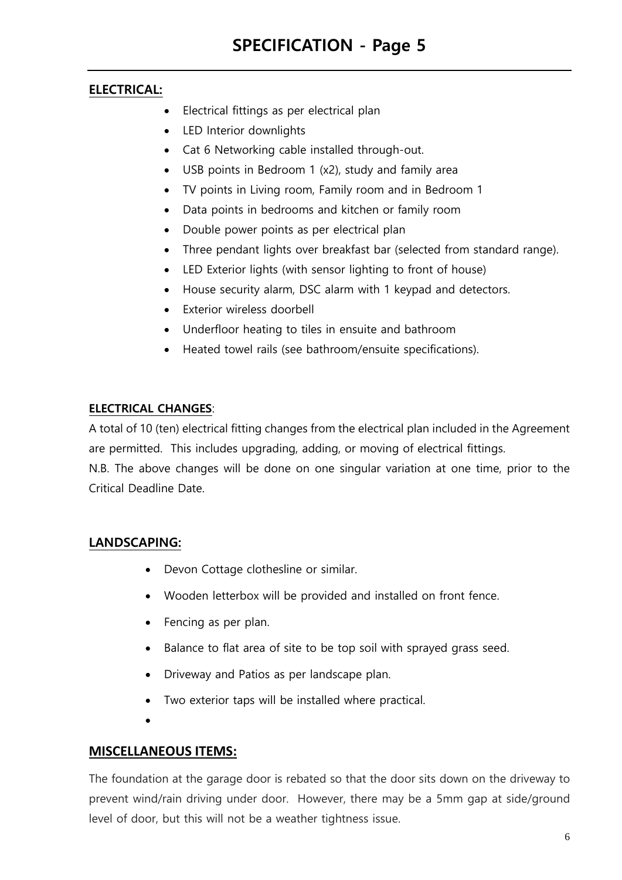# SPECIFICATION - Page 5

**ELECTRICAL:**

- Electrical fittings as per electrical plan
- LED Interior downlights
- Cat 6 Networking cable installed through-out.
- USB points in Bedroom 1 (x2), study and family area
- TV points in Living room, Family room and in Bedroom 1
- Data points in bedrooms and kitchen or family room
- Double power points as per electrical plan
- Three pendant lights over breakfast bar (selected from standard range).
- LED Exterior lights (with sensor lighting to front of house)
- House security alarm, DSC alarm with 1 keypad and detectors.
- Exterior wireless doorbell
- Underfloor heating to tiles in ensuite and bathroom
- Heated towel rails (see bathroom/ensuite specifications).

**ELECTRICAL CHANGES**:

A total of 10 (ten) electrical fitting changes from the electrical plan included in the Agreement are permitted. This includes upgrading, adding, or moving of electrical fittings.

N.B. The above changes will be done on one singular variation at one time, prior to the Critical Deadline Date.

## LANDSCAPING:

- Devon Cottage clothesline or similar.
- Wooden letterbox will be provided and installed on front fence.
- Fencing as per plan.
- Balance to flat area of site to be top soil with sprayed grass seed.
- Driveway and Patios as per landscape plan.
- Two exterior taps will be installed where practical.

## MISCELLANEOUS ITEMS:

The foundation at the garage door is rebated so that the door sits down on the driveway to prevent wind/rain driving under door. However, there may be a 5mm gap at side/ground level of door, but this will not be a weather tightness issue.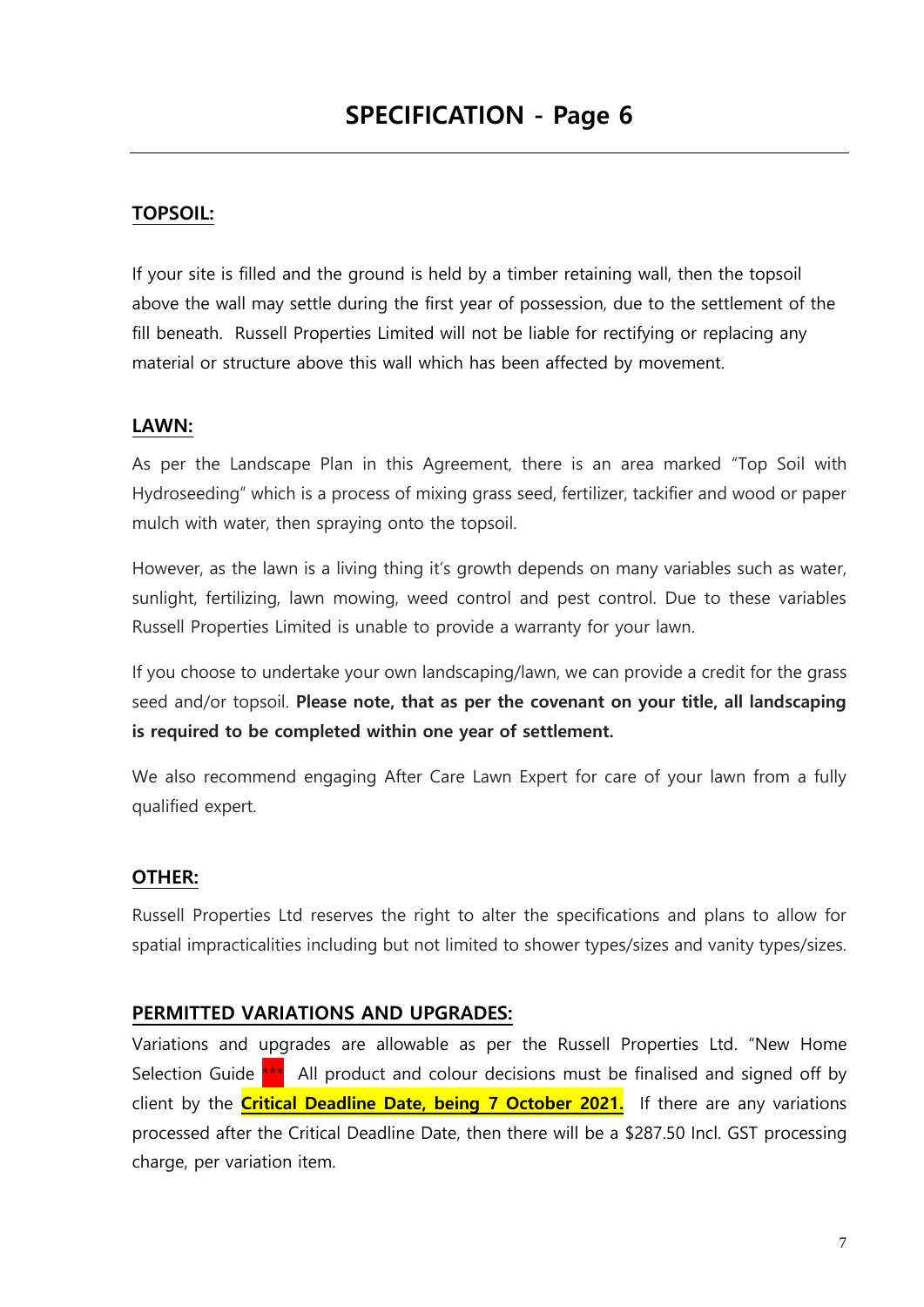# SPECIFICATION - Page 6

## TOPSOIL:

If your site is filled and the ground is held by a timber retaining wall, then the topsoil above the wall may settle during the first year of possession, due to the settlement of the fill beneath. Russell Properties Limited will not be liable for rectifying or replacing any material or structure above this wall which has been affected by movement.

## LAWN:

As per the Landscape Plan in this Agreement, there is an area marked "Top Soil with Hydroseeding" which is a process of mixing grass seed, fertilizer, tackifier and wood or paper mulch with water, then spraying onto the topsoil.

However, as the lawn is a living thing it's growth depends on many variables such as water, sunlight, fertilizing, lawn mowing, weed control and pest control. Due to these variables Russell Properties Limited is unable to provide a warranty for your lawn.

If you choose to undertake your own landscaping/lawn, we can provide a credit for the grass seed and/or topsoil. **Please note, that as per the covenant on your title, all landscaping is required to be completed within one year of settlement.**

We also recommend engaging After Care Lawn Expert for care of your lawn from a fully qualified expert.

## OTHER:

Russell Properties Ltd reserves the right to alter the specifications and plans to allow for spatial impracticalities including but not limited to shower types/sizes and vanity types/sizes.

## PERMITTED VARIATIONS AND UPGRADES:

Variations and upgrades are allowable as per the Russell Properties Ltd. "New Home Selection Guide *** All product and colour decisions must be finalised and signed off by client by the **Critical Deadline Date, being 7 October 2021.** If there are any variations processed after the Critical Deadline Date, then there will be a $287.50 Incl. GST processing charge, per variation item.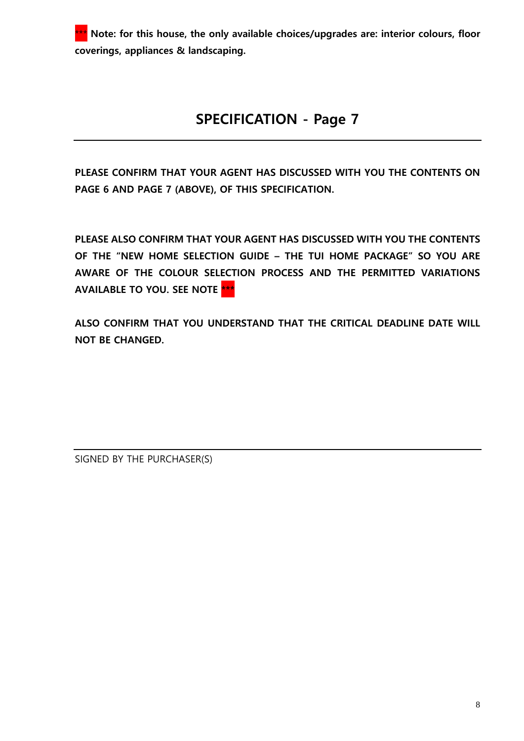*** **Note: for this house, the only available choices/upgrades are: interior colours, floor coverings, appliances & landscaping.**

## SPECIFICATION - Page 7

---

**PLEASE CONFIRM THAT YOUR AGENT HAS DISCUSSED WITH YOU THE CONTENTS ON PAGE 6 AND PAGE 7 (ABOVE), OF THIS SPECIFICATION.**

**PLEASE ALSO CONFIRM THAT YOUR AGENT HAS DISCUSSED WITH YOU THE CONTENTS OF THE "NEW HOME SELECTION GUIDE – THE TUI HOME PACKAGE" SO YOU ARE AWARE OF THE COLOUR SELECTION PROCESS AND THE PERMITTED VARIATIONS AVAILABLE TO YOU. SEE NOTE ***

**ALSO CONFIRM THAT YOU UNDERSTAND THAT THE CRITICAL DEADLINE DATE WILL NOT BE CHANGED.**

---

SIGNED BY THE PURCHASER(S)